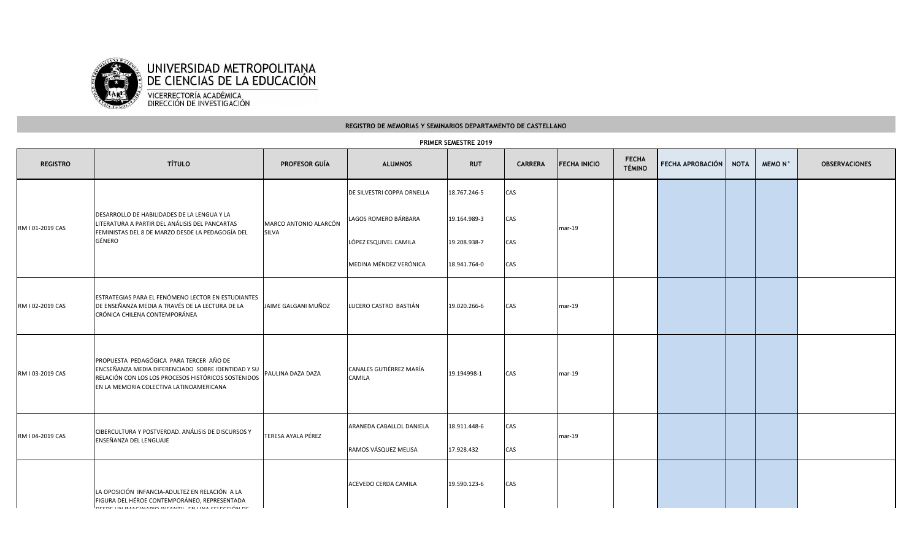UNIVERSIDAD METROPOLITANA DE CIENCIAS DE LA EDUCACIÓN

VICERRECTORÍA ACADÉMICA
DIRECCIÓN DE INVESTIGACIÓN

## REGISTRO DE MEMORIAS Y SEMINARIOS DEPARTAMENTO DE CASTELLANO

### PRIMER SEMESTRE 2019

| REGISTRO | TÍTULO | PROFESOR GUÍA | ALUMNOS | RUT | CARRERA | FECHA INICIO | FECHA TÉMINO | FECHA APROBACIÓN | NOTA | MEMO N° | OBSERVACIONES |
|---|---|---|---|---|---|---|---|---|---|---|---|
| RM I 01-2019 CAS | DESARROLLO DE HABILIDADES DE LA LENGUA Y LA LITERATURA A PARTIR DEL ANÁLISIS DEL PANCARTAS FEMINISTAS DEL 8 DE MARZO DESDE LA PEDAGOGÍA DEL GÉNERO | MARCO ANTONIO ALARCÓN SILVA | DE SILVESTRI COPPA ORNELLA | 18.767.246-5 | CAS | mar-19 | | | | | |
| | | | LAGOS ROMERO BÁRBARA | 19.164.989-3 | CAS | | | | | | |
| | | | LÓPEZ ESQUIVEL CAMILA | 19.208.938-7 | CAS | | | | | | |
| | | | MEDINA MÉNDEZ VERÓNICA | 18.941.764-0 | CAS | | | | | | |
| RM I 02-2019 CAS | ESTRATEGIAS PARA EL FENÓMENO LECTOR EN ESTUDIANTES DE ENSEÑANZA MEDIA A TRAVÉS DE LA LECTURA DE LA CRÓNICA CHILENA CONTEMPORÁNEA | JAIME GALGANI MUÑOZ | LUCERO CASTRO BASTIÁN | 19.020.266-6 | CAS | mar-19 | | | | | |
| RM I 03-2019 CAS | PROPUESTA PEDAGÓGICA PARA TERCER AÑO DE ENCSEÑANZA MEDIA DIFERENCIADO SOBRE IDENTIDAD Y SU RELACIÓN CON LOS LOS PROCESOS HISTÓRICOS SOSTENIDOS EN LA MEMORIA COLECTIVA LATINOAMERICANA | PAULINA DAZA DAZA | CANALES GUTIÉRREZ MARÍA CAMILA | 19.194998-1 | CAS | mar-19 | | | | | |
| RM I 04-2019 CAS | CIBERCULTURA Y POSTVERDAD. ANÁLISIS DE DISCURSOS Y ENSEÑANZA DEL LENGUAJE | TERESA AYALA PÉREZ | ARANEDA CABALLOL DANIELA | 18.911.448-6 | CAS | mar-19 | | | | | |
| | | | RAMOS VÁSQUEZ MELISA | 17.928.432 | CAS | | | | | | |
| | LA OPOSICIÓN INFANCIA-ADULTEZ EN RELACIÓN A LA FIGURA DEL HÉROE CONTEMPORÁNEO, REPRESENTADA DESDE UN IMAGINARIO INFANTIL EN UNA SELECCIÓN DE | | ACEVEDO CERDA CAMILA | 19.590.123-6 | CAS | | | | | | |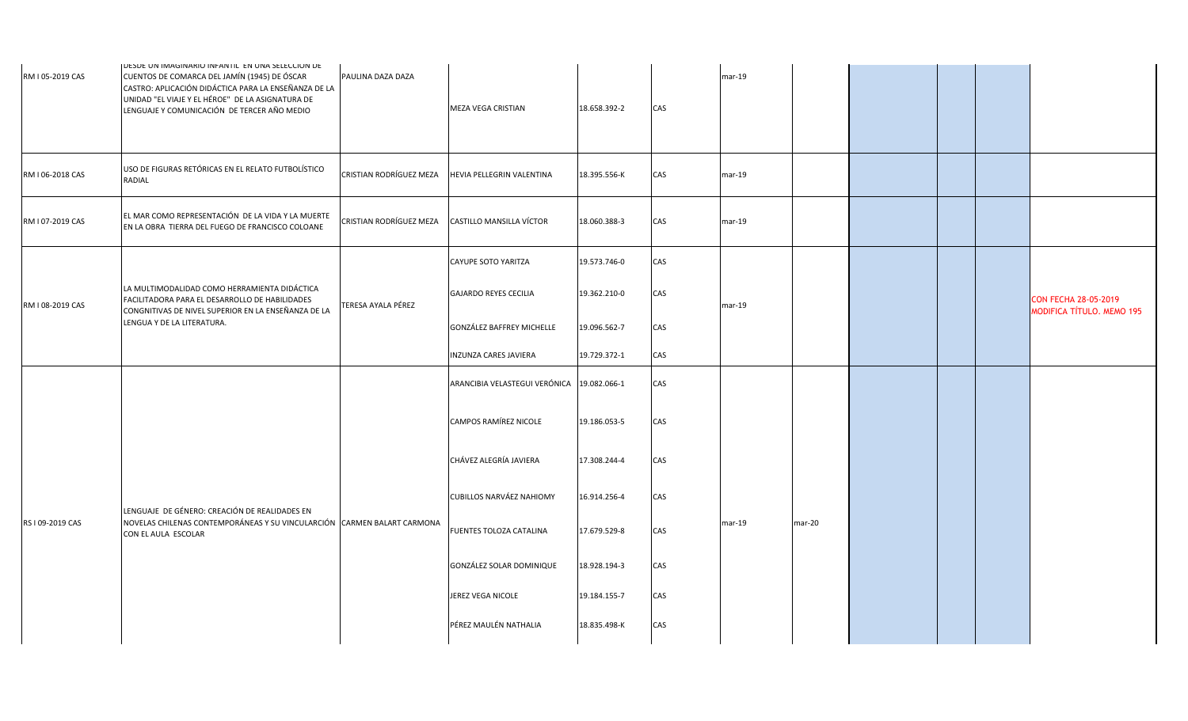| | | | | | | | | | | | | |
|---|---|---|---|---|---|---|---|---|---|---|---|---|
| RM I 05-2019 CAS | DESDE UN IMAGINARIO INFANTIL EN UNA SELECCIÓN DE CUENTOS DE COMARCA DEL JAMÍN (1945) DE ÓSCAR CASTRO: APLICACIÓN DIDÁCTICA PARA LA ENSEÑANZA DE LA UNIDAD "EL VIAJE Y EL HÉROE" DE LA ASIGNATURA DE LENGUAJE Y COMUNICACIÓN DE TERCER AÑO MEDIO | PAULINA DAZA DAZA | MEZA VEGA CRISTIAN | 18.658.392-2 | CAS | mar-19 | | | | | |
| RM I 06-2018 CAS | USO DE FIGURAS RETÓRICAS EN EL RELATO FUTBOLÍSTICO RADIAL | CRISTIAN RODRÍGUEZ MEZA | HEVIA PELLEGRIN VALENTINA | 18.395.556-K | CAS | mar-19 | | | | | |
| RM I 07-2019 CAS | EL MAR COMO REPRESENTACIÓN DE LA VIDA Y LA MUERTE EN LA OBRA TIERRA DEL FUEGO DE FRANCISCO COLOANE | CRISTIAN RODRÍGUEZ MEZA | CASTILLO MANSILLA VÍCTOR | 18.060.388-3 | CAS | mar-19 | | | | | |
| RM I 08-2019 CAS | LA MULTIMODALIDAD COMO HERRAMIENTA DIDÁCTICA FACILITADORA PARA EL DESARROLLO DE HABILIDADES CONGNITIVAS DE NIVEL SUPERIOR EN LA ENSEÑANZA DE LA LENGUA Y DE LA LITERATURA. | TERESA AYALA PÉREZ | CAYUPE SOTO YARITZA | 19.573.746-0 | CAS | mar-19 | | | | | CON FECHA 28-05-2019 MODIFICA TÍTULO. MEMO 195 |
| | | | GAJARDO REYES CECILIA | 19.362.210-0 | CAS | | | | | | |
| | | | GONZÁLEZ BAFFREY MICHELLE | 19.096.562-7 | CAS | | | | | | |
| | | | INZUNZA CARES JAVIERA | 19.729.372-1 | CAS | | | | | | |
| RS I 09-2019 CAS | LENGUAJE DE GÉNERO: CREACIÓN DE REALIDADES EN NOVELAS CHILENAS CONTEMPORÁNEAS Y SU VINCULARCIÓN CON EL AULA ESCOLAR | CARMEN BALART CARMONA | ARANCIBIA VELASTEGUI VERÓNICA | 19.082.066-1 | CAS | mar-19 | mar-20 | | | | |
| | | | CAMPOS RAMÍREZ NICOLE | 19.186.053-5 | CAS | | | | | | |
| | | | CHÁVEZ ALEGRÍA JAVIERA | 17.308.244-4 | CAS | | | | | | |
| | | | CUBILLOS NARVÁEZ NAHIOMY | 16.914.256-4 | CAS | | | | | | |
| | | | FUENTES TOLOZA CATALINA | 17.679.529-8 | CAS | | | | | | |
| | | | GONZÁLEZ SOLAR DOMINIQUE | 18.928.194-3 | CAS | | | | | | |
| | | | JEREZ VEGA NICOLE | 19.184.155-7 | CAS | | | | | | |
| | | | PÉREZ MAULÉN NATHALIA | 18.835.498-K | CAS | | | | | | |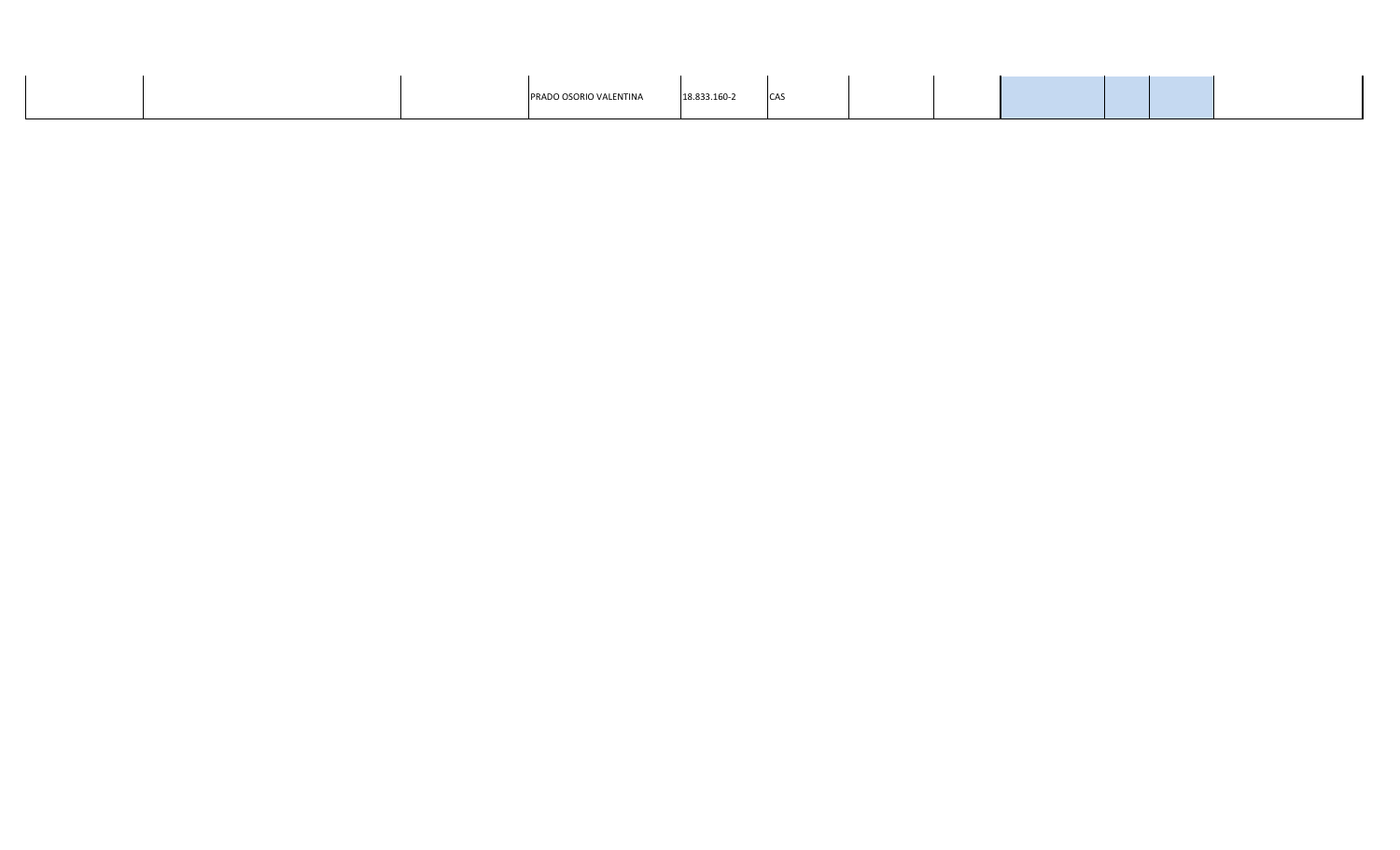| | | | | | | | | | | | |
|---|---|---|---|---|---|---|---|---|---|---|---|
| | | | PRADO OSORIO VALENTINA | 18.833.160-2 | CAS | | | | | | |